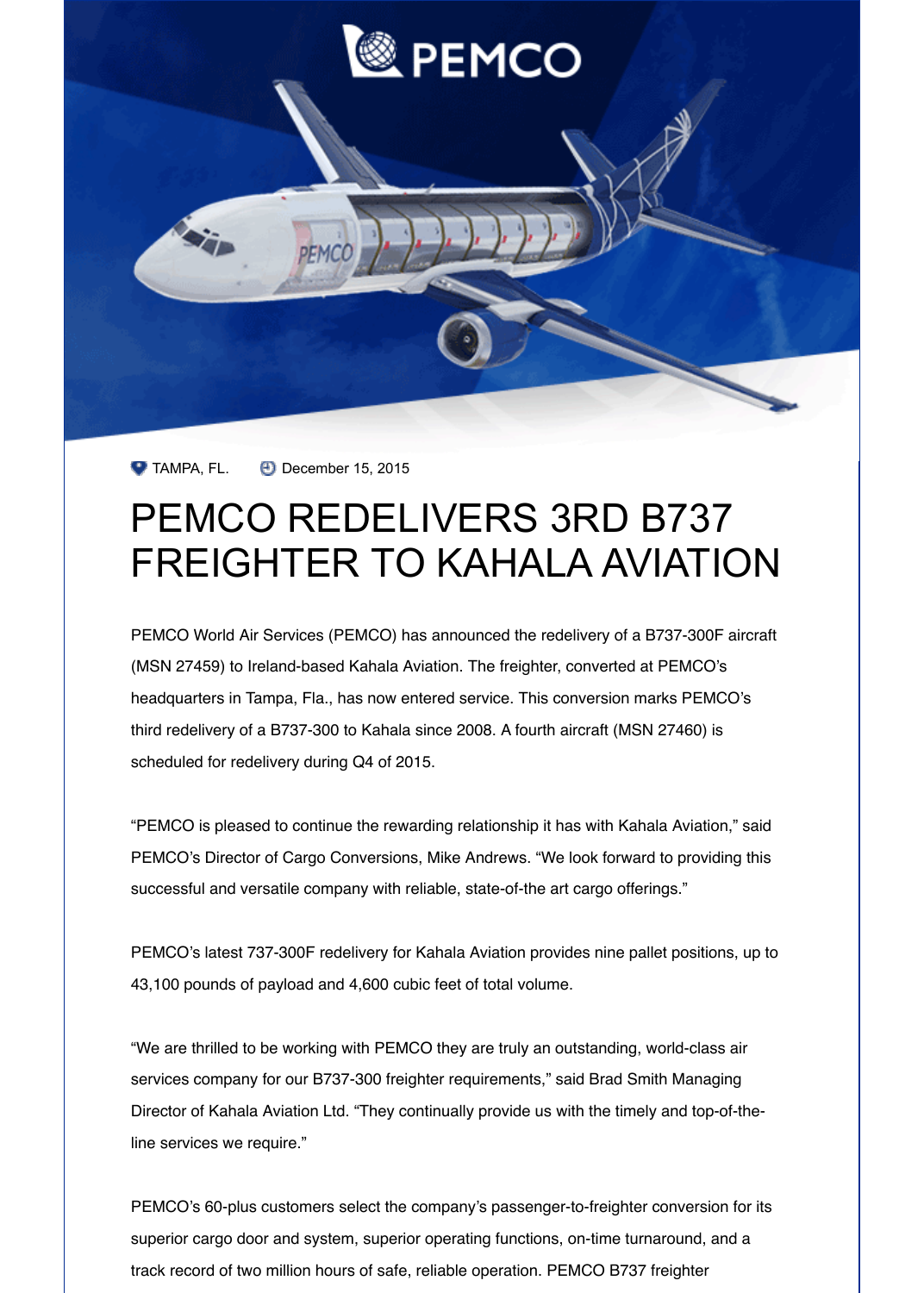TAMPA, FL. December 15, 2015

# PEMCO REDELIVERS 3RD B737 FREIGHTER TO KAHALA AVIATION

PEMCO World Air Services (PEMCO) has announced the redelivery of a B737-300F aircraft (MSN 27459) to Ireland-based Kahala Aviation. The freighter, converted at PEMCO's headquarters in Tampa, Fla., has now entered service. This conversion marks PEMCO's third redelivery of a B737-300 to Kahala since 2008. A fourth aircraft (MSN 27460) is scheduled for redelivery during Q4 of 2015.

"PEMCO is pleased to continue the rewarding relationship it has with Kahala Aviation," said PEMCO's Director of Cargo Conversions, Mike Andrews. "We look forward to providing this successful and versatile company with reliable, state-of-the art cargo offerings."

PEMCO's latest 737-300F redelivery for Kahala Aviation provides nine pallet positions, up to 43,100 pounds of payload and 4,600 cubic feet of total volume.

"We are thrilled to be working with PEMCO they are truly an outstanding, world-class air services company for our B737-300 freighter requirements," said Brad Smith Managing Director of Kahala Aviation Ltd. "They continually provide us with the timely and top-of-the-line services we require."

PEMCO's 60-plus customers select the company's passenger-to-freighter conversion for its superior cargo door and system, superior operating functions, on-time turnaround, and a track record of two million hours of safe, reliable operation. PEMCO B737 freighter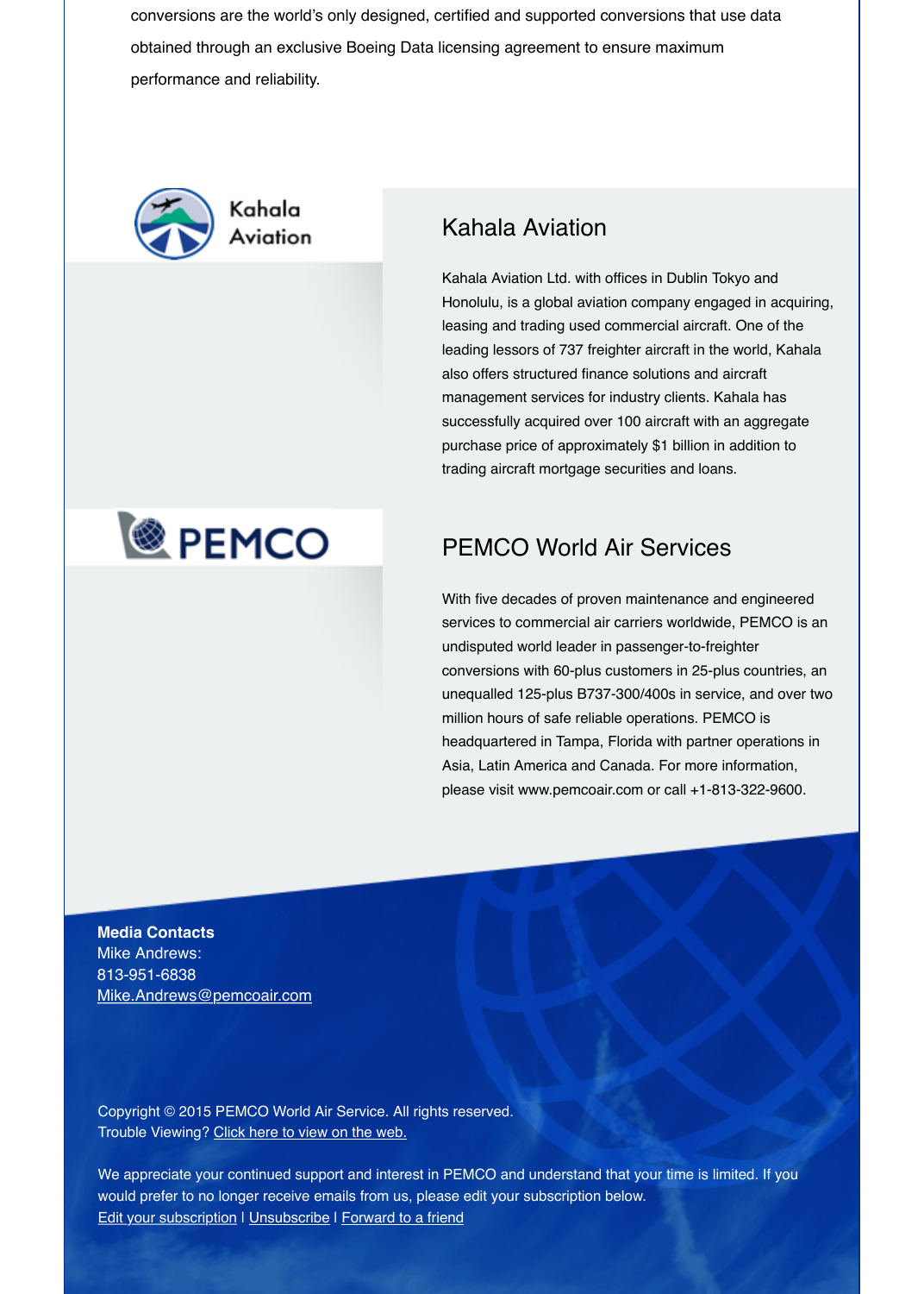conversions are the world's only designed, certified and supported conversions that use data obtained through an exclusive Boeing Data licensing agreement to ensure maximum performance and reliability.

Kahala Aviation

## Kahala Aviation

Kahala Aviation Ltd. with offices in Dublin Tokyo and Honolulu, is a global aviation company engaged in acquiring, leasing and trading used commercial aircraft. One of the leading lessors of 737 freighter aircraft in the world, Kahala also offers structured finance solutions and aircraft management services for industry clients. Kahala has successfully acquired over 100 aircraft with an aggregate purchase price of approximately $1 billion in addition to trading aircraft mortgage securities and loans.

PEMCO

## PEMCO World Air Services

With five decades of proven maintenance and engineered services to commercial air carriers worldwide, PEMCO is an undisputed world leader in passenger-to-freighter conversions with 60-plus customers in 25-plus countries, an unequalled 125-plus B737-300/400s in service, and over two million hours of safe reliable operations. PEMCO is headquartered in Tampa, Florida with partner operations in Asia, Latin America and Canada. For more information, please visit www.pemcoair.com or call +1-813-322-9600.

**Media Contacts**
Mike Andrews:
813-951-6838
Mike.Andrews@pemcoair.com

Copyright © 2015 PEMCO World Air Service. All rights reserved.
Trouble Viewing? Click here to view on the web.

We appreciate your continued support and interest in PEMCO and understand that your time is limited. If you would prefer to no longer receive emails from us, please edit your subscription below.
Edit your subscription | Unsubscribe | Forward to a friend